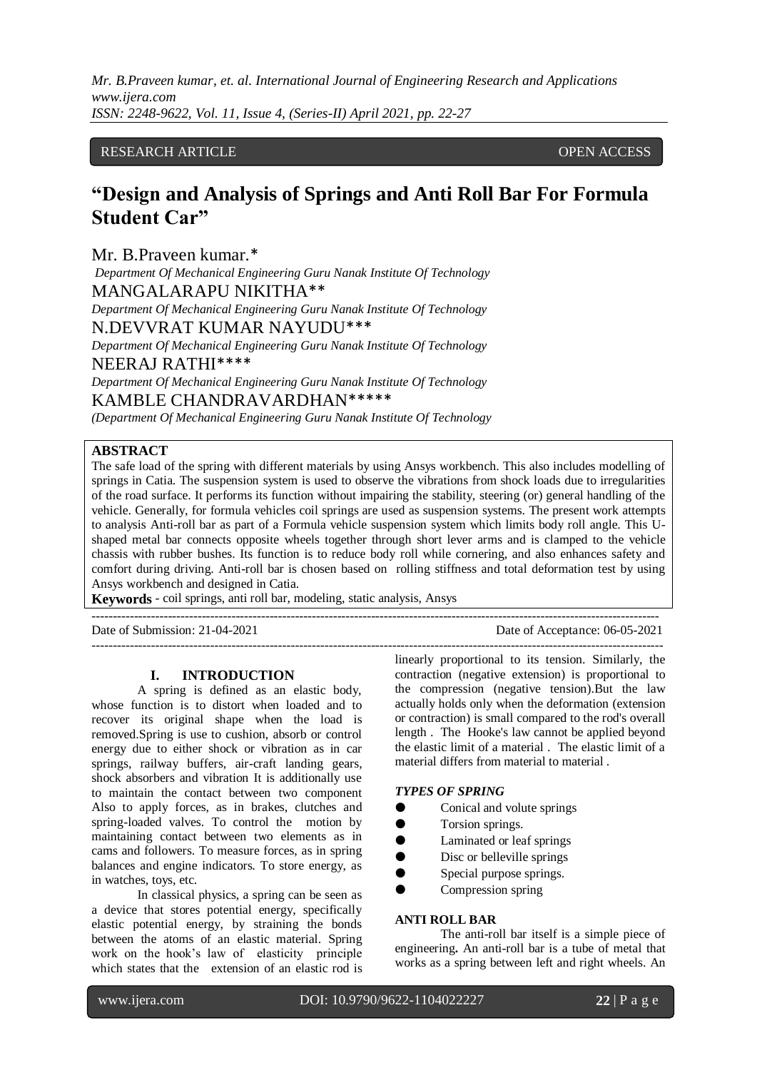RESEARCH ARTICLE OPEN ACCESS

# "Design and Analysis of Springs and Anti Roll Bar For Formula Student Car"

Mr. B.Praveen kumar.*

*Department Of Mechanical Engineering Guru Nanak Institute Of Technology*

MANGALARAPU NIKITHA**

*Department Of Mechanical Engineering Guru Nanak Institute Of Technology*

N.DEVVRAT KUMAR NAYUDU***

*Department Of Mechanical Engineering Guru Nanak Institute Of Technology*

NEERAJ RATHI****

*Department Of Mechanical Engineering Guru Nanak Institute Of Technology*

KAMBLE CHANDRAVARDHAN*****

*(Department Of Mechanical Engineering Guru Nanak Institute Of Technology*

**ABSTRACT**

The safe load of the spring with different materials by using Ansys workbench. This also includes modelling of springs in Catia. The suspension system is used to observe the vibrations from shock loads due to irregularities of the road surface. It performs its function without impairing the stability, steering (or) general handling of the vehicle. Generally, for formula vehicles coil springs are used as suspension systems. The present work attempts to analysis Anti-roll bar as part of a Formula vehicle suspension system which limits body roll angle. This U-shaped metal bar connects opposite wheels together through short lever arms and is clamped to the vehicle chassis with rubber bushes. Its function is to reduce body roll while cornering, and also enhances safety and comfort during driving. Anti-roll bar is chosen based on rolling stiffness and total deformation test by using Ansys workbench and designed in Catia.

**Keywords** - coil springs, anti roll bar, modeling, static analysis, Ansys

---

Date of Submission: 21-04-2021 Date of Acceptance: 06-05-2021

---

## I. INTRODUCTION

A spring is defined as an elastic body, whose function is to distort when loaded and to recover its original shape when the load is removed.Spring is use to cushion, absorb or control energy due to either shock or vibration as in car springs, railway buffers, air-craft landing gears, shock absorbers and vibration It is additionally use to maintain the contact between two component Also to apply forces, as in brakes, clutches and spring-loaded valves. To control the motion by maintaining contact between two elements as in cams and followers. To measure forces, as in spring balances and engine indicators. To store energy, as in watches, toys, etc.

In classical physics, a spring can be seen as a device that stores potential energy, specifically elastic potential energy, by straining the bonds between the atoms of an elastic material. Spring work on the hook's law of elasticity principle which states that the extension of an elastic rod is linearly proportional to its tension. Similarly, the contraction (negative extension) is proportional to the compression (negative tension).But the law actually holds only when the deformation (extension or contraction) is small compared to the rod's overall length . The Hooke's law cannot be applied beyond the elastic limit of a material . The elastic limit of a material differs from material to material .

### *TYPES OF SPRING*

- Conical and volute springs
- Torsion springs.
- Laminated or leaf springs
- Disc or belleville springs
- Special purpose springs.
- Compression spring

### ANTI ROLL BAR

The anti-roll bar itself is a simple piece of engineering**.** An anti-roll bar is a tube of metal that works as a spring between left and right wheels. An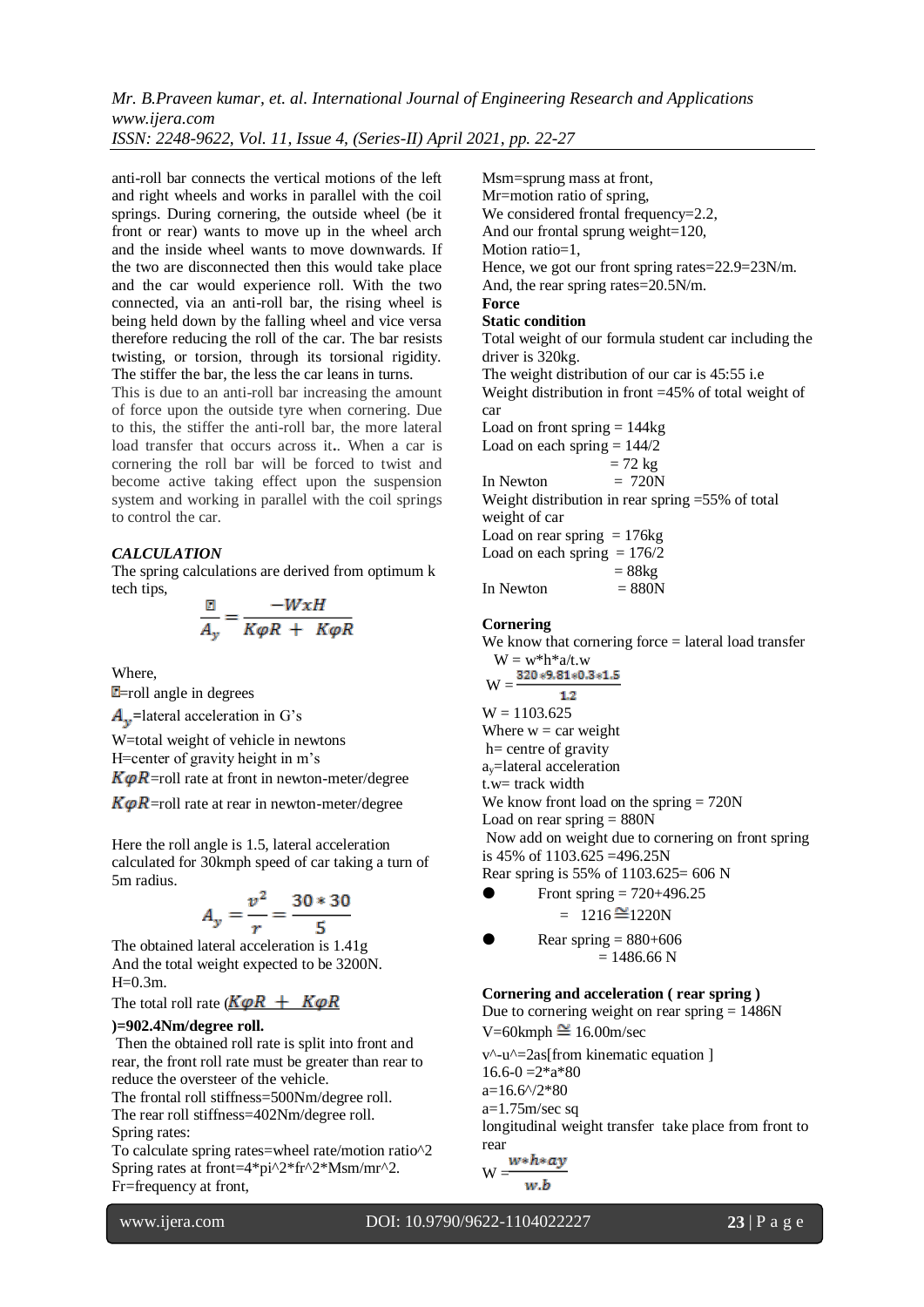anti-roll bar connects the vertical motions of the left and right wheels and works in parallel with the coil springs. During cornering, the outside wheel (be it front or rear) wants to move up in the wheel arch and the inside wheel wants to move downwards. If the two are disconnected then this would take place and the car would experience roll. With the two connected, via an anti-roll bar, the rising wheel is being held down by the falling wheel and vice versa therefore reducing the roll of the car. The bar resists twisting, or torsion, through its torsional rigidity. The stiffer the bar, the less the car leans in turns.

This is due to an anti-roll bar increasing the amount of force upon the outside tyre when cornering. Due to this, the stiffer the anti-roll bar, the more lateral load transfer that occurs across it.. When a car is cornering the roll bar will be forced to twist and become active taking effect upon the suspension system and working in parallel with the coil springs to control the car.

### *CALCULATION*

The spring calculations are derived from optimum k tech tips,

$$\frac{\phi}{A_y} = \frac{-WxH}{K\varphi R + K\varphi R}$$

Where,

$\phi$=roll angle in degrees

$A_y$=lateral acceleration in G's

W=total weight of vehicle in newtons

H=center of gravity height in m's

$K\varphi R$=roll rate at front in newton-meter/degree

$K\varphi R$=roll rate at rear in newton-meter/degree

Here the roll angle is 1.5, lateral acceleration calculated for 30kmph speed of car taking a turn of 5m radius.

$$A_y = \frac{v^2}{r} = \frac{30*30}{5}$$

The obtained lateral acceleration is 1.41g

And the total weight expected to be 3200N.

H=0.3m.

The total roll rate ($K\varphi R + K\varphi R$**)=902.4Nm/degree roll.**

Then the obtained roll rate is split into front and rear, the front roll rate must be greater than rear to reduce the oversteer of the vehicle.

The frontal roll stiffness=500Nm/degree roll.

The rear roll stiffness=402Nm/degree roll.

Spring rates:

To calculate spring rates=wheel rate/motion ratio^2

Spring rates at front=4*pi^2*fr^2*Msm/mr^2.

Fr=frequency at front,

Msm=sprung mass at front,

Mr=motion ratio of spring,

We considered frontal frequency=2.2,

And our frontal sprung weight=120,

Motion ratio=1,

Hence, we got our front spring rates=22.9=23N/m.

And, the rear spring rates=20.5N/m.

**Force**

**Static condition**

Total weight of our formula student car including the driver is 320kg.

The weight distribution of our car is 45:55 i.e

Weight distribution in front =45% of total weight of car

Load on front spring = 144kg

Load on each spring = 144/2

= 72 kg

In Newton = 720N

Weight distribution in rear spring =55% of total weight of car

Load on rear spring = 176kg

Load on each spring = 176/2

= 88kg

In Newton = 880N

**Cornering**

We know that cornering force = lateral load transfer

W = w*h*a/t.w

$$W = \frac{320*9.81*0.3*1.5}{1.2}$$

W = 1103.625

Where w = car weight

h= centre of gravity

$a_y$=lateral acceleration

t.w= track width

We know front load on the spring = 720N

Load on rear spring = 880N

Now add on weight due to cornering on front spring is 45% of 1103.625 =496.25N

Rear spring is 55% of 1103.625= 606 N

- Front spring = 720+496.25
  = 1216 ≅1220N
- Rear spring = 880+606
  = 1486.66 N

**Cornering and acceleration ( rear spring )**

Due to cornering weight on rear spring = 1486N

V=60kmph ≅ 16.00m/sec

v^-u^=2as[from kinematic equation ]

16.6-0 =2*a*80

a=16.6^/2*80

a=1.75m/sec sq

longitudinal weight transfer take place from front to rear

$$W = \frac{w*h*ay}{w.b}$$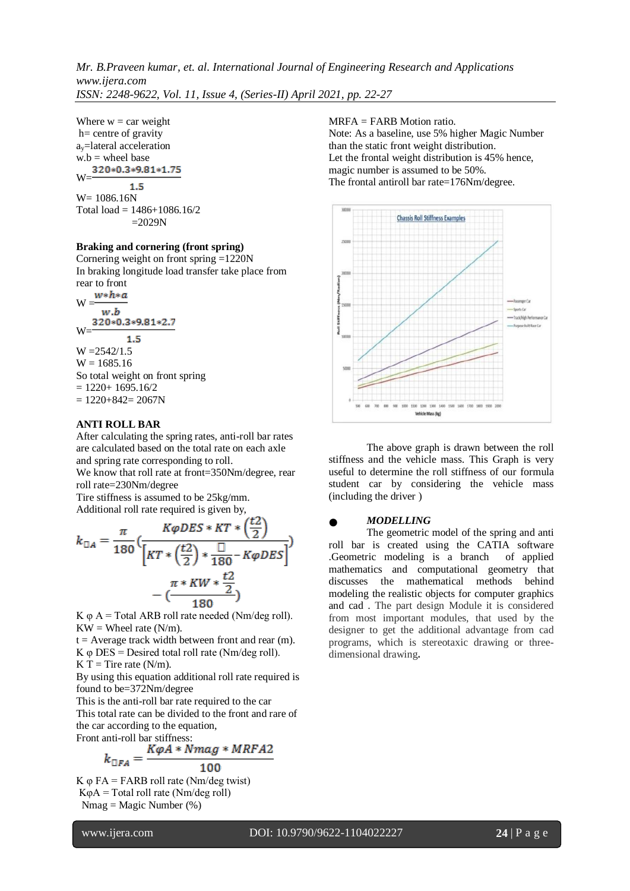Where w = car weight
h= centre of gravity
$a_y$=lateral acceleration
w.b = wheel base

$$W=\frac{320*0.3*9.81*1.75}{1.5}$$

W= 1086.16N
Total load = 1486+1086.16/2
=2029N

**Braking and cornering (front spring)**
Cornering weight on front spring =1220N
In braking longitude load transfer take place from rear to front

$$W=\frac{w*h*a}{w.b}$$

$$W=\frac{320*0.3*9.81*2.7}{1.5}$$

W =2542/1.5
W = 1685.16
So total weight on front spring
= 1220+ 1695.16/2
= 1220+842= 2067N

**ANTI ROLL BAR**
After calculating the spring rates, anti-roll bar rates are calculated based on the total rate on each axle and spring rate corresponding to roll.
We know that roll rate at front=350Nm/degree, rear roll rate=230Nm/degree
Tire stiffness is assumed to be 25kg/mm.
Additional roll rate required is given by,

$$k_{\square A}=\frac{\pi}{180}\left(\frac{K\varphi DES*KT*\left(\frac{t2}{2}\right)}{\left[KT*\left(\frac{t2}{2}\right)*\frac{\square}{180}-K\varphi DES\right]}\right)-\left(\frac{\pi*KW*\frac{t2}{2}}{180}\right)$$

K φ A = Total ARB roll rate needed (Nm/deg roll).
KW = Wheel rate (N/m).
t = Average track width between front and rear (m).
K φ DES = Desired total roll rate (Nm/deg roll).
K T = Tire rate (N/m).
By using this equation additional roll rate required is found to be=372Nm/degree
This is the anti-roll bar rate required to the car
This total rate can be divided to the front and rare of the car according to the equation,
Front anti-roll bar stiffness:

$$k_{\square FA}=\frac{K\varphi A*Nmag*MRFA2}{100}$$

K φ FA = FARB roll rate (Nm/deg twist)
KφA = Total roll rate (Nm/deg roll)
Nmag = Magic Number (%)
MRFA = FARB Motion ratio.
Note: As a baseline, use 5% higher Magic Number than the static front weight distribution.
Let the frontal weight distribution is 45% hence, magic number is assumed to be 50%.
The frontal antiroll bar rate=176Nm/degree.

The above graph is drawn between the roll stiffness and the vehicle mass. This Graph is very useful to determine the roll stiffness of our formula student car by considering the vehicle mass (including the driver )

- ***MODELLING***

The geometric model of the spring and anti roll bar is created using the CATIA software .Geometric modeling is a branch of applied mathematics and computational geometry that discusses the mathematical methods behind modeling the realistic objects for computer graphics and cad . The part design Module it is considered from most important modules, that used by the designer to get the additional advantage from cad programs, which is stereotaxic drawing or three-dimensional drawing**.**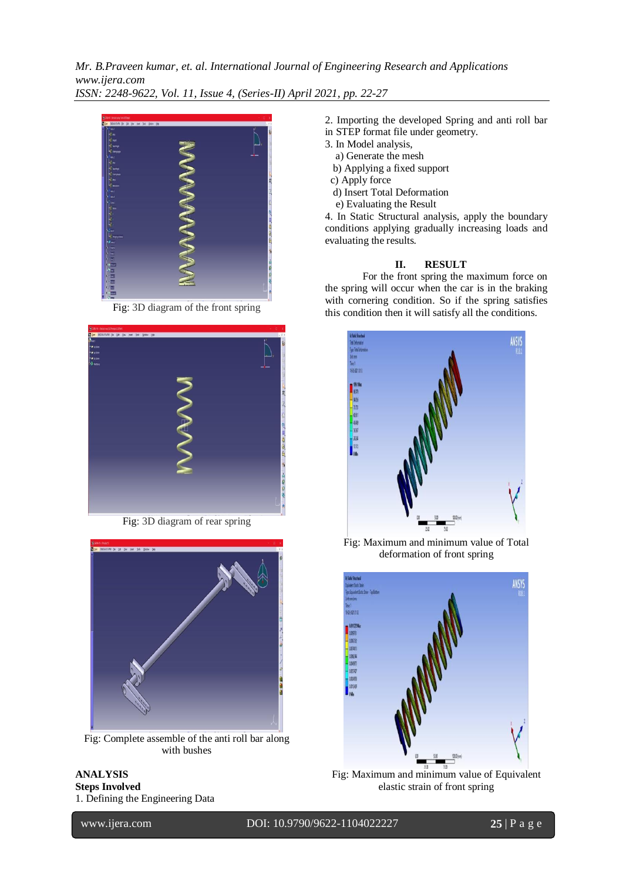Fig: 3D diagram of the front spring

Fig: 3D diagram of rear spring

Fig: Complete assemble of the anti roll bar along with bushes

**ANALYSIS**

**Steps Involved**

1. Defining the Engineering Data
2. Importing the developed Spring and anti roll bar in STEP format file under geometry.
3. In Model analysis,
   a) Generate the mesh
   b) Applying a fixed support
   c) Apply force
   d) Insert Total Deformation
   e) Evaluating the Result
4. In Static Structural analysis, apply the boundary conditions applying gradually increasing loads and evaluating the results.

## II. RESULT

For the front spring the maximum force on the spring will occur when the car is in the braking with cornering condition. So if the spring satisfies this condition then it will satisfy all the conditions.

Fig: Maximum and minimum value of Total deformation of front spring

Fig: Maximum and minimum value of Equivalent elastic strain of front spring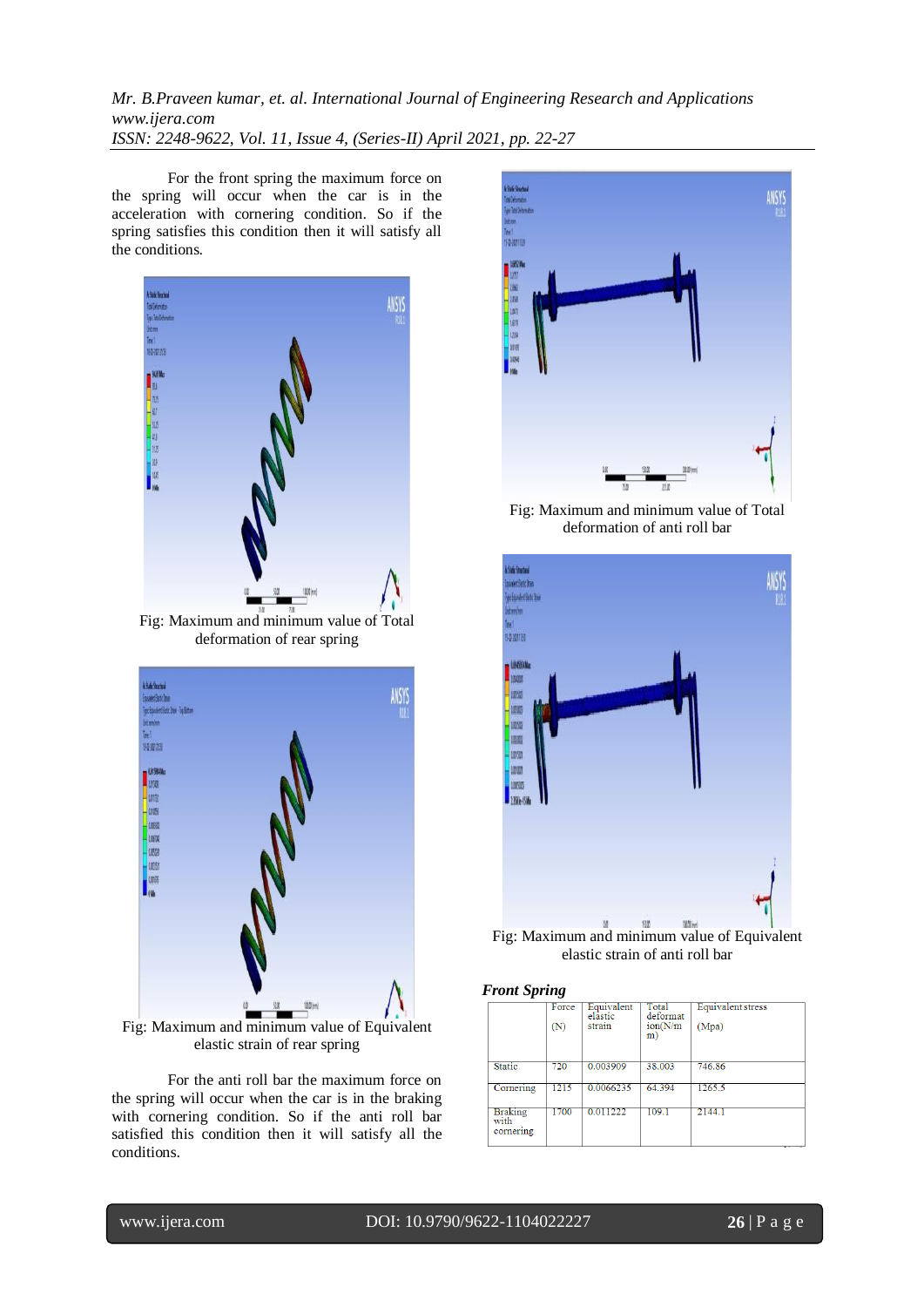For the front spring the maximum force on the spring will occur when the car is in the acceleration with cornering condition. So if the spring satisfies this condition then it will satisfy all the conditions.

Fig: Maximum and minimum value of Total deformation of rear spring

Fig: Maximum and minimum value of Equivalent elastic strain of rear spring

For the anti roll bar the maximum force on the spring will occur when the car is in the braking with cornering condition. So if the anti roll bar satisfied this condition then it will satisfy all the conditions.

Fig: Maximum and minimum value of Total deformation of anti roll bar

Fig: Maximum and minimum value of Equivalent elastic strain of anti roll bar

***Front Spring***

| | Force (N) | Equivalent elastic strain | Total deformation(N/mm) | Equivalent stress (Mpa) |
|---|---|---|---|---|
| Static | 720 | 0.003909 | 38.003 | 746.86 |
| Cornering | 1215 | 0.0066235 | 64.394 | 1265.5 |
| Braking with cornering | 1700 | 0.011222 | 109.1 | 2144.1 |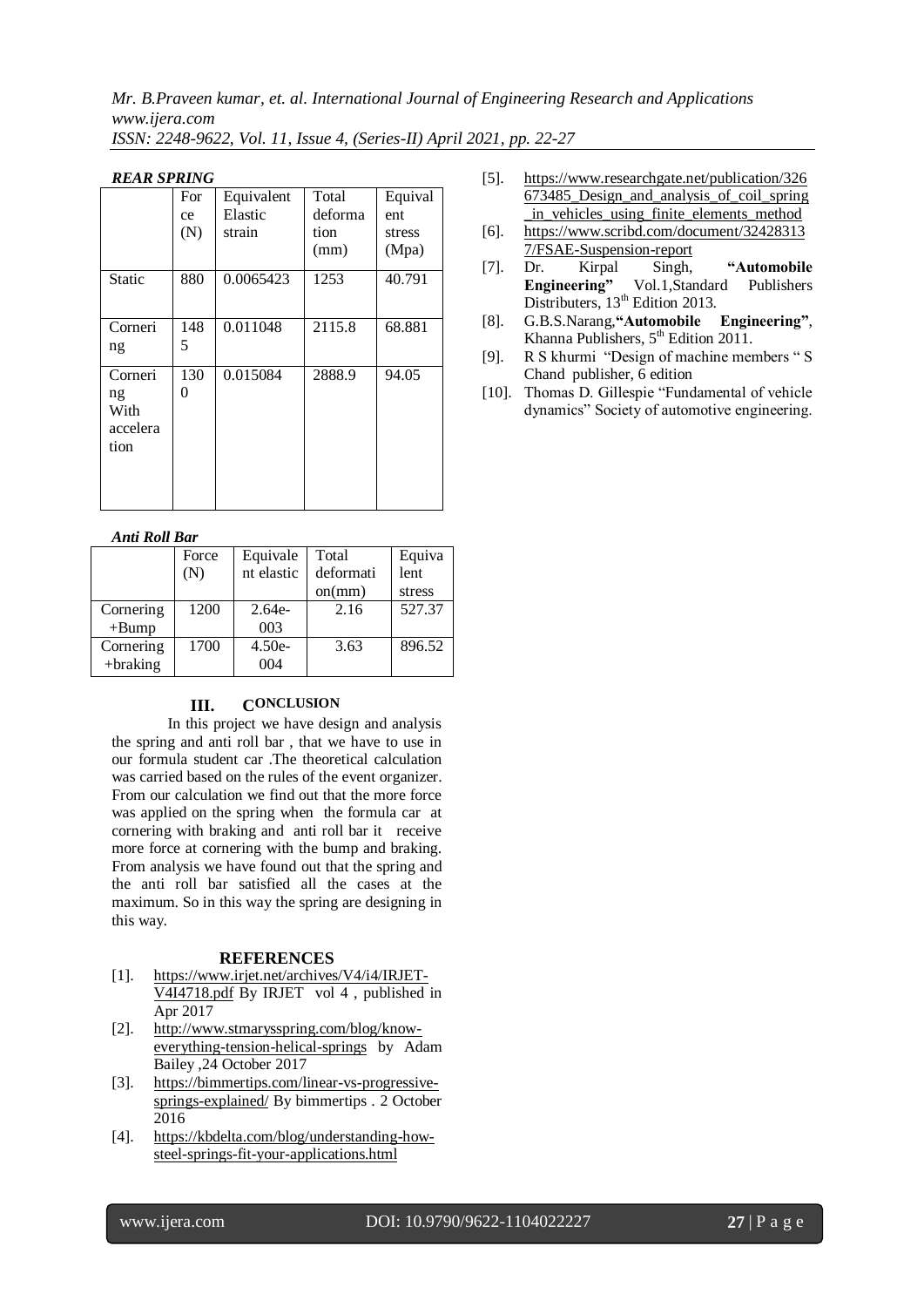***REAR SPRING***

| | Force (N) | Equivalent Elastic strain | Total deformation (mm) | Equivalent stress (Mpa) |
|---|---|---|---|---|
| Static | 880 | 0.0065423 | 1253 | 40.791 |
| Cornering | 1485 | 0.011048 | 2115.8 | 68.881 |
| Cornering With acceleration | 1300 | 0.015084 | 2888.9 | 94.05 |

***Anti Roll Bar***

| | Force (N) | Equivalent elastic | Total deformation(mm) | Equivalent stress |
|---|---|---|---|---|
| Cornering +Bump | 1200 | 2.64e-003 | 2.16 | 527.37 |
| Cornering +braking | 1700 | 4.50e-004 | 3.63 | 896.52 |

## III. CONCLUSION

In this project we have design and analysis the spring and anti roll bar , that we have to use in our formula student car .The theoretical calculation was carried based on the rules of the event organizer. From our calculation we find out that the more force was applied on the spring when the formula car at cornering with braking and anti roll bar it receive more force at cornering with the bump and braking. From analysis we have found out that the spring and the anti roll bar satisfied all the cases at the maximum. So in this way the spring are designing in this way.

## REFERENCES

[1]. https://www.irjet.net/archives/V4/i4/IRJET-V4I4718.pdf By IRJET vol 4 , published in Apr 2017

[2]. http://www.stmarysspring.com/blog/know-everything-tension-helical-springs by Adam Bailey ,24 October 2017

[3]. https://bimmertips.com/linear-vs-progressive-springs-explained/ By bimmertips . 2 October 2016

[4]. https://kbdelta.com/blog/understanding-how-steel-springs-fit-your-applications.html

[5]. https://www.researchgate.net/publication/326673485_Design_and_analysis_of_coil_spring_in_vehicles_using_finite_elements_method

[6]. https://www.scribd.com/document/324283137/FSAE-Suspension-report

[7]. Dr. Kirpal Singh, **"Automobile Engineering"** Vol.1,Standard Publishers Distributers, 13th Edition 2013.

[8]. G.B.S.Narang,**"Automobile Engineering"**, Khanna Publishers, 5th Edition 2011.

[9]. R S khurmi "Design of machine members " S Chand publisher, 6 edition

[10]. Thomas D. Gillespie "Fundamental of vehicle dynamics" Society of automotive engineering.